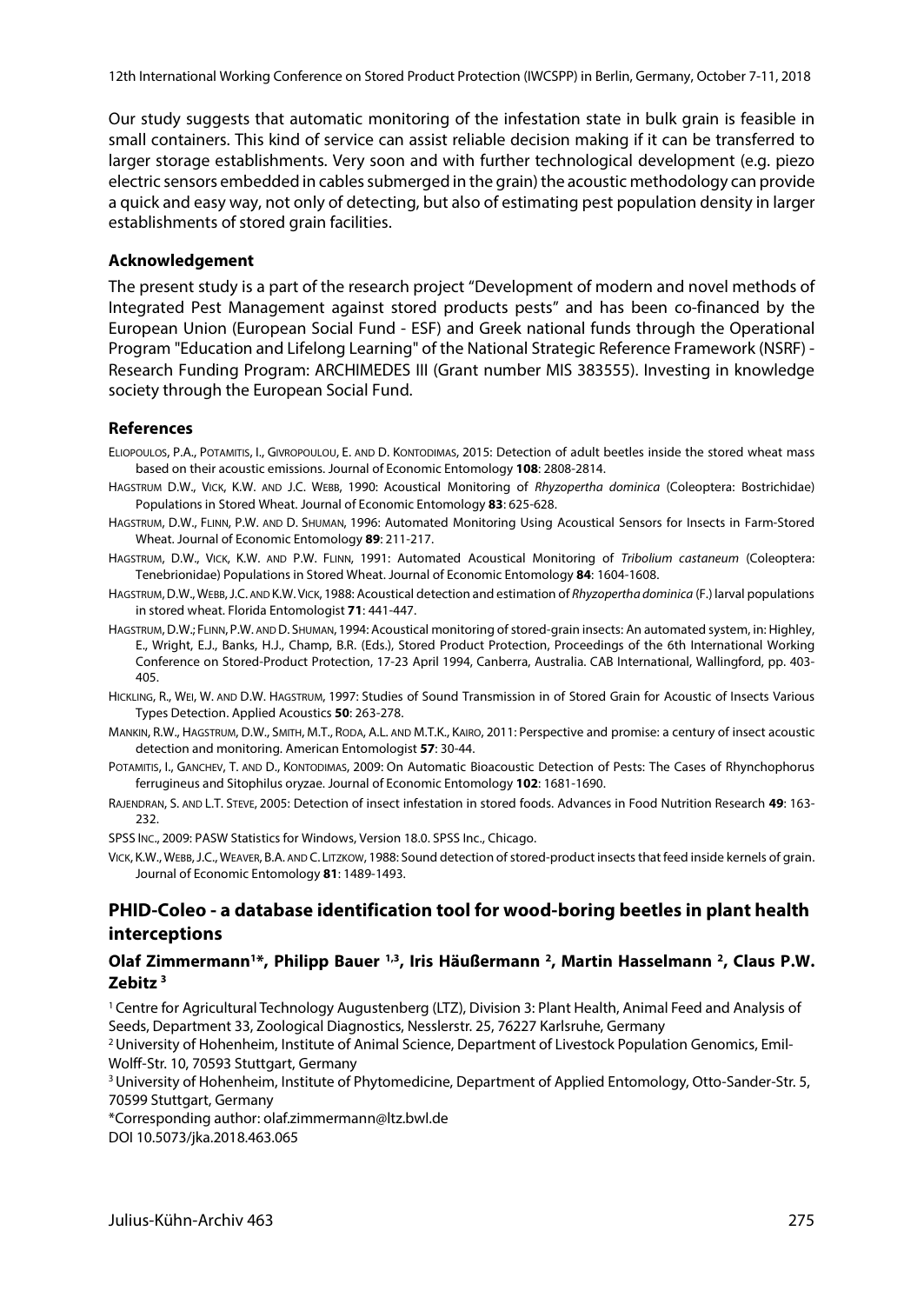Our study suggests that automatic monitoring of the infestation state in bulk grain is feasible in small containers. This kind of service can assist reliable decision making if it can be transferred to larger storage establishments. Very soon and with further technological development (e.g. piezo electric sensors embedded in cables submerged in the grain) the acoustic methodology can provide a quick and easy way, not only of detecting, but also of estimating pest population density in larger establishments of stored grain facilities.

### Acknowledgement

The present study is a part of the research project "Development of modern and novel methods of Integrated Pest Management against stored products pests" and has been co-financed by the European Union (European Social Fund - ESF) and Greek national funds through the Operational Program "Education and Lifelong Learning" of the National Strategic Reference Framework (NSRF) - Research Funding Program: ARCHIMEDES III (Grant number MIS 383555). Investing in knowledge society through the European Social Fund.

### References

Eliopoulos, P.A., Potamitis, I., Givropoulou, E. and D. Kontodimas, 2015: Detection of adult beetles inside the stored wheat mass based on their acoustic emissions. Journal of Economic Entomology **108**: 2808-2814.

Hagstrum D.W., Vick, K.W. and J.C. Webb, 1990: Acoustical Monitoring of *Rhyzopertha dominica* (Coleoptera: Bostrichidae) Populations in Stored Wheat. Journal of Economic Entomology **83**: 625-628.

Hagstrum, D.W., Flinn, P.W. and D. Shuman, 1996: Automated Monitoring Using Acoustical Sensors for Insects in Farm-Stored Wheat. Journal of Economic Entomology **89**: 211-217.

Hagstrum, D.W., Vick, K.W. and P.W. Flinn, 1991: Automated Acoustical Monitoring of *Tribolium castaneum* (Coleoptera: Tenebrionidae) Populations in Stored Wheat. Journal of Economic Entomology **84**: 1604-1608.

Hagstrum, D.W., Webb, J.C. and K.W. Vick, 1988: Acoustical detection and estimation of *Rhyzopertha dominica* (F.) larval populations in stored wheat. Florida Entomologist **71**: 441-447.

Hagstrum, D.W.; Flinn, P.W. and D. Shuman, 1994: Acoustical monitoring of stored-grain insects: An automated system, in: Highley, E., Wright, E.J., Banks, H.J., Champ, B.R. (Eds.), Stored Product Protection, Proceedings of the 6th International Working Conference on Stored-Product Protection, 17-23 April 1994, Canberra, Australia. CAB International, Wallingford, pp. 403-405.

Hickling, R., Wei, W. and D.W. Hagstrum, 1997: Studies of Sound Transmission in of Stored Grain for Acoustic of Insects Various Types Detection. Applied Acoustics **50**: 263-278.

Mankin, R.W., Hagstrum, D.W., Smith, M.T., Roda, A.L. and M.T.K., Kairo, 2011: Perspective and promise: a century of insect acoustic detection and monitoring. American Entomologist **57**: 30-44.

Potamitis, I., Ganchev, T. and D., Kontodimas, 2009: On Automatic Bioacoustic Detection of Pests: The Cases of Rhynchophorus ferrugineus and Sitophilus oryzae. Journal of Economic Entomology **102**: 1681-1690.

Rajendran, S. and L.T. Steve, 2005: Detection of insect infestation in stored foods. Advances in Food Nutrition Research **49**: 163-232.

SPSS Inc., 2009: PASW Statistics for Windows, Version 18.0. SPSS Inc., Chicago.

Vick, K.W., Webb, J.C., Weaver, B.A. and C. Litzkow, 1988: Sound detection of stored-product insects that feed inside kernels of grain. Journal of Economic Entomology **81**: 1489-1493.

## PHID-Coleo - a database identification tool for wood-boring beetles in plant health interceptions

**Olaf Zimmermann[1]\*, Philipp Bauer [1,3], Iris Häußermann [2], Martin Hasselmann [2], Claus P.W. Zebitz [3]**

[1] Centre for Agricultural Technology Augustenberg (LTZ), Division 3: Plant Health, Animal Feed and Analysis of Seeds, Department 33, Zoological Diagnostics, Nesslerstr. 25, 76227 Karlsruhe, Germany

[2] University of Hohenheim, Institute of Animal Science, Department of Livestock Population Genomics, Emil-Wolff-Str. 10, 70593 Stuttgart, Germany

[3] University of Hohenheim, Institute of Phytomedicine, Department of Applied Entomology, Otto-Sander-Str. 5, 70599 Stuttgart, Germany

\*Corresponding author: olaf.zimmermann@ltz.bwl.de

DOI 10.5073/jka.2018.463.065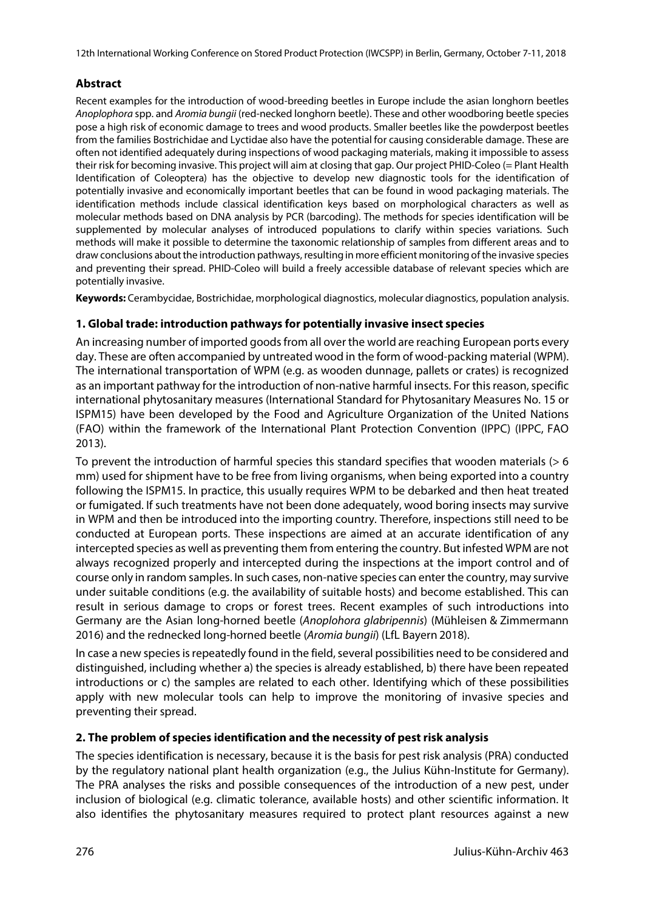## Abstract

Recent examples for the introduction of wood-breeding beetles in Europe include the asian longhorn beetles *Anoplophora* spp. and *Aromia bungii* (red-necked longhorn beetle). These and other woodboring beetle species pose a high risk of economic damage to trees and wood products. Smaller beetles like the powderpost beetles from the families Bostrichidae and Lyctidae also have the potential for causing considerable damage. These are often not identified adequately during inspections of wood packaging materials, making it impossible to assess their risk for becoming invasive. This project will aim at closing that gap. Our project PHID-Coleo (= Plant Health Identification of Coleoptera) has the objective to develop new diagnostic tools for the identification of potentially invasive and economically important beetles that can be found in wood packaging materials. The identification methods include classical identification keys based on morphological characters as well as molecular methods based on DNA analysis by PCR (barcoding). The methods for species identification will be supplemented by molecular analyses of introduced populations to clarify within species variations. Such methods will make it possible to determine the taxonomic relationship of samples from different areas and to draw conclusions about the introduction pathways, resulting in more efficient monitoring of the invasive species and preventing their spread. PHID-Coleo will build a freely accessible database of relevant species which are potentially invasive.

**Keywords:** Cerambycidae, Bostrichidae, morphological diagnostics, molecular diagnostics, population analysis.

## 1. Global trade: introduction pathways for potentially invasive insect species

An increasing number of imported goods from all over the world are reaching European ports every day. These are often accompanied by untreated wood in the form of wood-packing material (WPM). The international transportation of WPM (e.g. as wooden dunnage, pallets or crates) is recognized as an important pathway for the introduction of non-native harmful insects. For this reason, specific international phytosanitary measures (International Standard for Phytosanitary Measures No. 15 or ISPM15) have been developed by the Food and Agriculture Organization of the United Nations (FAO) within the framework of the International Plant Protection Convention (IPPC) (IPPC, FAO 2013).

To prevent the introduction of harmful species this standard specifies that wooden materials (> 6 mm) used for shipment have to be free from living organisms, when being exported into a country following the ISPM15. In practice, this usually requires WPM to be debarked and then heat treated or fumigated. If such treatments have not been done adequately, wood boring insects may survive in WPM and then be introduced into the importing country. Therefore, inspections still need to be conducted at European ports. These inspections are aimed at an accurate identification of any intercepted species as well as preventing them from entering the country. But infested WPM are not always recognized properly and intercepted during the inspections at the import control and of course only in random samples. In such cases, non-native species can enter the country, may survive under suitable conditions (e.g. the availability of suitable hosts) and become established. This can result in serious damage to crops or forest trees. Recent examples of such introductions into Germany are the Asian long-horned beetle (*Anoplohora glabripennis*) (Mühleisen & Zimmermann 2016) and the rednecked long-horned beetle (*Aromia bungii*) (LfL Bayern 2018).

In case a new species is repeatedly found in the field, several possibilities need to be considered and distinguished, including whether a) the species is already established, b) there have been repeated introductions or c) the samples are related to each other. Identifying which of these possibilities apply with new molecular tools can help to improve the monitoring of invasive species and preventing their spread.

## 2. The problem of species identification and the necessity of pest risk analysis

The species identification is necessary, because it is the basis for pest risk analysis (PRA) conducted by the regulatory national plant health organization (e.g., the Julius Kühn-Institute for Germany). The PRA analyses the risks and possible consequences of the introduction of a new pest, under inclusion of biological (e.g. climatic tolerance, available hosts) and other scientific information. It also identifies the phytosanitary measures required to protect plant resources against a new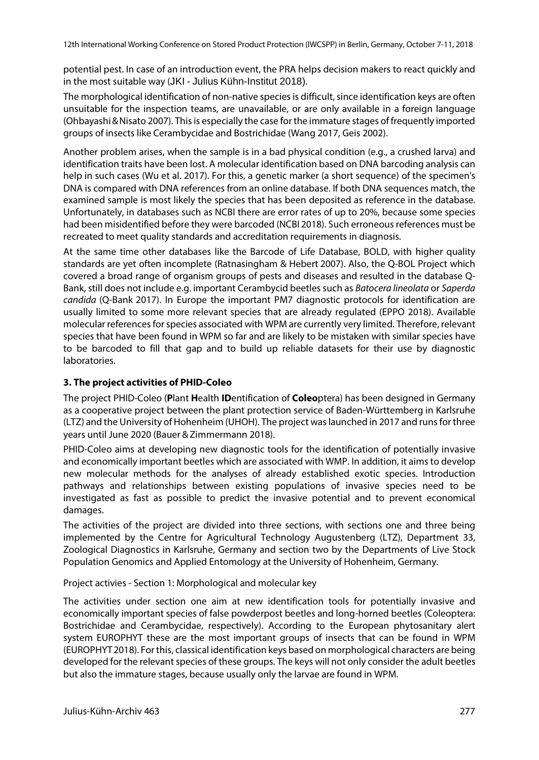potential pest. In case of an introduction event, the PRA helps decision makers to react quickly and in the most suitable way (JKI - Julius Kühn-Institut 2018).

The morphological identification of non-native species is difficult, since identification keys are often unsuitable for the inspection teams, are unavailable, or are only available in a foreign language (Ohbayashi & Nisato 2007). This is especially the case for the immature stages of frequently imported groups of insects like Cerambycidae and Bostrichidae (Wang 2017, Geis 2002).

Another problem arises, when the sample is in a bad physical condition (e.g., a crushed larva) and identification traits have been lost. A molecular identification based on DNA barcoding analysis can help in such cases (Wu et al. 2017). For this, a genetic marker (a short sequence) of the specimen's DNA is compared with DNA references from an online database. If both DNA sequences match, the examined sample is most likely the species that has been deposited as reference in the database. Unfortunately, in databases such as NCBI there are error rates of up to 20%, because some species had been misidentified before they were barcoded (NCBI 2018). Such erroneous references must be recreated to meet quality standards and accreditation requirements in diagnosis.

At the same time other databases like the Barcode of Life Database, BOLD, with higher quality standards are yet often incomplete (Ratnasingham & Hebert 2007). Also, the Q-BOL Project which covered a broad range of organism groups of pests and diseases and resulted in the database Q-Bank, still does not include e.g. important Cerambycid beetles such as *Batocera lineolata* or *Saperda candida* (Q-Bank 2017). In Europe the important PM7 diagnostic protocols for identification are usually limited to some more relevant species that are already regulated (EPPO 2018). Available molecular references for species associated with WPM are currently very limited. Therefore, relevant species that have been found in WPM so far and are likely to be mistaken with similar species have to be barcoded to fill that gap and to build up reliable datasets for their use by diagnostic laboratories.

## 3. The project activities of PHID-Coleo

The project PHID-Coleo (**P**lant **H**ealth **ID**entification of **Coleo**ptera) has been designed in Germany as a cooperative project between the plant protection service of Baden-Württemberg in Karlsruhe (LTZ) and the University of Hohenheim (UHOH). The project was launched in 2017 and runs for three years until June 2020 (Bauer & Zimmermann 2018).

PHID-Coleo aims at developing new diagnostic tools for the identification of potentially invasive and economically important beetles which are associated with WMP. In addition, it aims to develop new molecular methods for the analyses of already established exotic species. Introduction pathways and relationships between existing populations of invasive species need to be investigated as fast as possible to predict the invasive potential and to prevent economical damages.

The activities of the project are divided into three sections, with sections one and three being implemented by the Centre for Agricultural Technology Augustenberg (LTZ), Department 33, Zoological Diagnostics in Karlsruhe, Germany and section two by the Departments of Live Stock Population Genomics and Applied Entomology at the University of Hohenheim, Germany.

Project activies - Section 1: Morphological and molecular key

The activities under section one aim at new identification tools for potentially invasive and economically important species of false powderpost beetles and long-horned beetles (Coleoptera: Bostrichidae and Cerambycidae, respectively). According to the European phytosanitary alert system EUROPHYT these are the most important groups of insects that can be found in WPM (EUROPHYT 2018). For this, classical identification keys based on morphological characters are being developed for the relevant species of these groups. The keys will not only consider the adult beetles but also the immature stages, because usually only the larvae are found in WPM.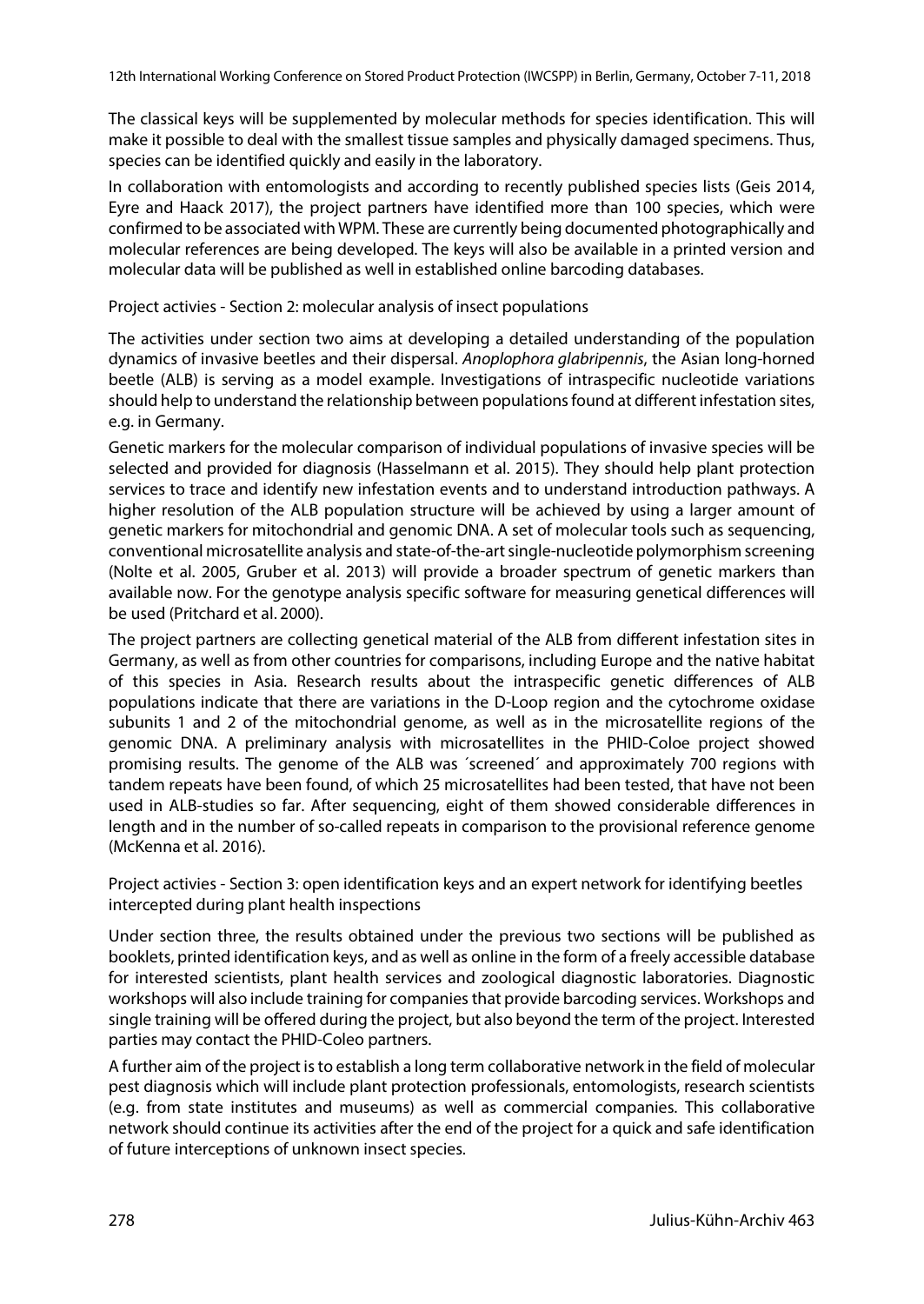The classical keys will be supplemented by molecular methods for species identification. This will make it possible to deal with the smallest tissue samples and physically damaged specimens. Thus, species can be identified quickly and easily in the laboratory.

In collaboration with entomologists and according to recently published species lists (Geis 2014, Eyre and Haack 2017), the project partners have identified more than 100 species, which were confirmed to be associated with WPM. These are currently being documented photographically and molecular references are being developed. The keys will also be available in a printed version and molecular data will be published as well in established online barcoding databases.

Project activies - Section 2: molecular analysis of insect populations

The activities under section two aims at developing a detailed understanding of the population dynamics of invasive beetles and their dispersal. *Anoplophora glabripennis*, the Asian long-horned beetle (ALB) is serving as a model example. Investigations of intraspecific nucleotide variations should help to understand the relationship between populations found at different infestation sites, e.g. in Germany.

Genetic markers for the molecular comparison of individual populations of invasive species will be selected and provided for diagnosis (Hasselmann et al. 2015). They should help plant protection services to trace and identify new infestation events and to understand introduction pathways. A higher resolution of the ALB population structure will be achieved by using a larger amount of genetic markers for mitochondrial and genomic DNA. A set of molecular tools such as sequencing, conventional microsatellite analysis and state-of-the-art single-nucleotide polymorphism screening (Nolte et al. 2005, Gruber et al. 2013) will provide a broader spectrum of genetic markers than available now. For the genotype analysis specific software for measuring genetical differences will be used (Pritchard et al. 2000).

The project partners are collecting genetical material of the ALB from different infestation sites in Germany, as well as from other countries for comparisons, including Europe and the native habitat of this species in Asia. Research results about the intraspecific genetic differences of ALB populations indicate that there are variations in the D-Loop region and the cytochrome oxidase subunits 1 and 2 of the mitochondrial genome, as well as in the microsatellite regions of the genomic DNA. A preliminary analysis with microsatellites in the PHID-Coloe project showed promising results. The genome of the ALB was ´screened´ and approximately 700 regions with tandem repeats have been found, of which 25 microsatellites had been tested, that have not been used in ALB-studies so far. After sequencing, eight of them showed considerable differences in length and in the number of so-called repeats in comparison to the provisional reference genome (McKenna et al. 2016).

Project activies - Section 3: open identification keys and an expert network for identifying beetles intercepted during plant health inspections

Under section three, the results obtained under the previous two sections will be published as booklets, printed identification keys, and as well as online in the form of a freely accessible database for interested scientists, plant health services and zoological diagnostic laboratories. Diagnostic workshops will also include training for companies that provide barcoding services. Workshops and single training will be offered during the project, but also beyond the term of the project. Interested parties may contact the PHID-Coleo partners.

A further aim of the project is to establish a long term collaborative network in the field of molecular pest diagnosis which will include plant protection professionals, entomologists, research scientists (e.g. from state institutes and museums) as well as commercial companies. This collaborative network should continue its activities after the end of the project for a quick and safe identification of future interceptions of unknown insect species.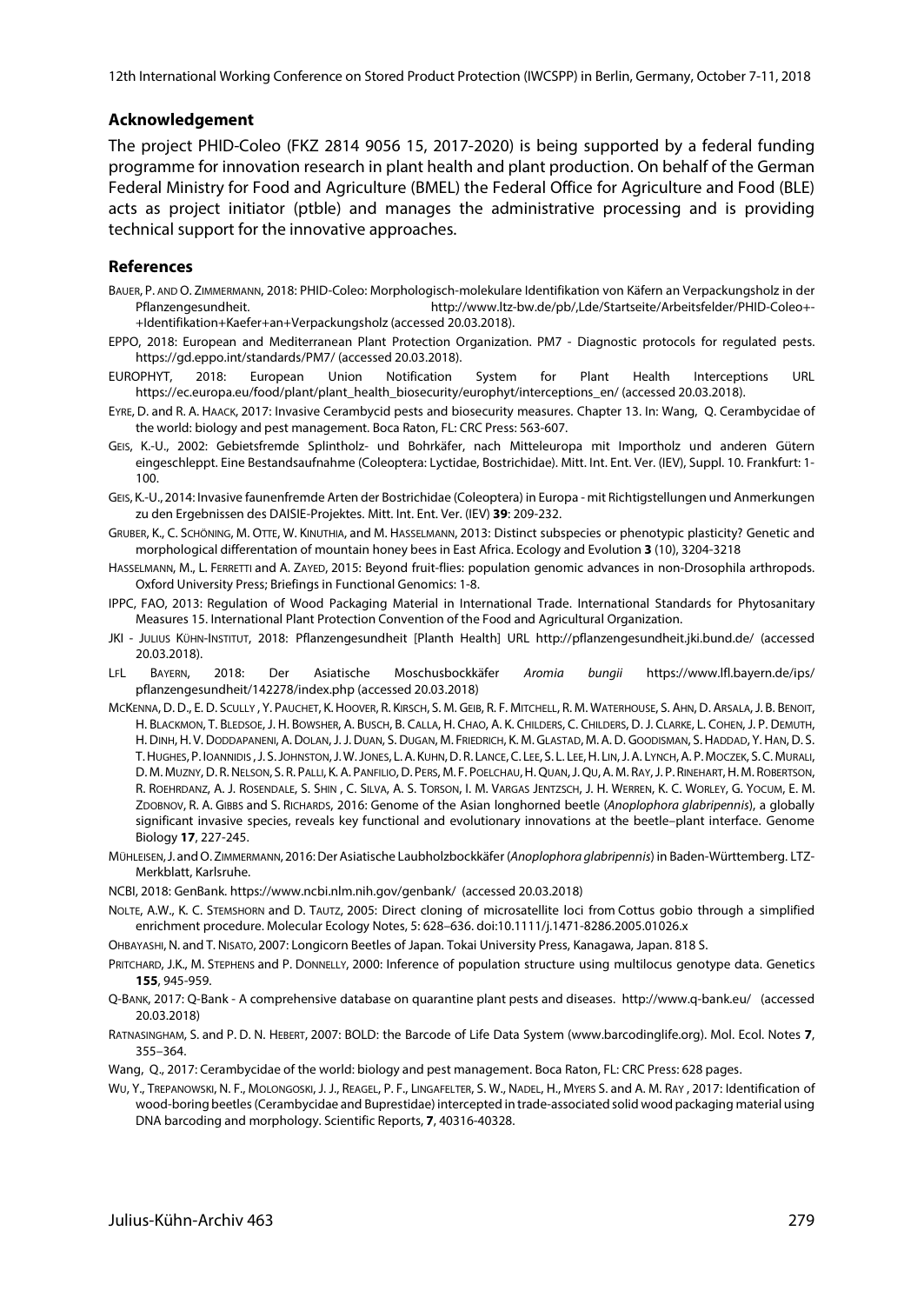## Acknowledgement

The project PHID-Coleo (FKZ 2814 9056 15, 2017-2020) is being supported by a federal funding programme for innovation research in plant health and plant production. On behalf of the German Federal Ministry for Food and Agriculture (BMEL) the Federal Office for Agriculture and Food (BLE) acts as project initiator (ptble) and manages the administrative processing and is providing technical support for the innovative approaches.

## References

BAUER, P. AND O. ZIMMERMANN, 2018: PHID-Coleo: Morphologisch-molekulare Identifikation von Käfern an Verpackungsholz in der Pflanzengesundheit. http://www.ltz-bw.de/pb/,Lde/Startseite/Arbeitsfelder/PHID-Coleo+-+Identifikation+Kaefer+an+Verpackungsholz (accessed 20.03.2018).

EPPO, 2018: European and Mediterranean Plant Protection Organization. PM7 - Diagnostic protocols for regulated pests. https://gd.eppo.int/standards/PM7/ (accessed 20.03.2018).

EUROPHYT, 2018: European Union Notification System for Plant Health Interceptions URL https://ec.europa.eu/food/plant/plant_health_biosecurity/europhyt/interceptions_en/ (accessed 20.03.2018).

EYRE, D. and R. A. HAACK, 2017: Invasive Cerambycid pests and biosecurity measures. Chapter 13. In: Wang, Q. Cerambycidae of the world: biology and pest management. Boca Raton, FL: CRC Press: 563-607.

GEIS, K.-U., 2002: Gebietsfremde Splintholz- und Bohrkäfer, nach Mitteleuropa mit Importholz und anderen Gütern eingeschleppt. Eine Bestandsaufnahme (Coleoptera: Lyctidae, Bostrichidae). Mitt. Int. Ent. Ver. (IEV), Suppl. 10. Frankfurt: 1-100.

GEIS, K.-U., 2014: Invasive faunenfremde Arten der Bostrichidae (Coleoptera) in Europa - mit Richtigstellungen und Anmerkungen zu den Ergebnissen des DAISIE-Projektes. Mitt. Int. Ent. Ver. (IEV) **39**: 209-232.

GRUBER, K., C. SCHÖNING, M. OTTE, W. KINUTHIA, and M. HASSELMANN, 2013: Distinct subspecies or phenotypic plasticity? Genetic and morphological differentation of mountain honey bees in East Africa. Ecology and Evolution **3** (10), 3204-3218

HASSELMANN, M., L. FERRETTI and A. ZAYED, 2015: Beyond fruit-flies: population genomic advances in non-Drosophila arthropods. Oxford University Press; Briefings in Functional Genomics: 1-8.

IPPC, FAO, 2013: Regulation of Wood Packaging Material in International Trade. International Standards for Phytosanitary Measures 15. International Plant Protection Convention of the Food and Agricultural Organization.

JKI - JULIUS KÜHN-INSTITUT, 2018: Pflanzengesundheit [Planth Health] URL http://pflanzengesundheit.jki.bund.de/ (accessed 20.03.2018).

LFL BAYERN, 2018: Der Asiatische Moschusbockkäfer *Aromia bungii* https://www.lfl.bayern.de/ips/pflanzengesundheit/142278/index.php (accessed 20.03.2018)

MCKENNA, D. D., E. D. SCULLY , Y. PAUCHET, K. HOOVER, R. KIRSCH, S. M. GEIB, R. F. MITCHELL, R. M. WATERHOUSE, S. AHN, D. ARSALA, J. B. BENOIT, H. BLACKMON, T. BLEDSOE, J. H. BOWSHER, A. BUSCH, B. CALLA, H. CHAO, A. K. CHILDERS, C. CHILDERS, D. J. CLARKE, L. COHEN, J. P. DEMUTH, H. DINH, H. V. DODDAPANENI, A. DOLAN, J. J. DUAN, S. DUGAN, M. FRIEDRICH, K. M. GLASTAD, M. A. D. GOODISMAN, S. HADDAD, Y. HAN, D. S. T. HUGHES, P. IOANNIDIS , J. S. JOHNSTON, J. W. JONES, L. A. KUHN, D. R. LANCE, C. LEE, S. L. LEE, H. LIN, J. A. LYNCH, A. P. MOCZEK, S. C. MURALI, D. M. MUZNY, D. R. NELSON, S. R. PALLI, K. A. PANFILIO, D. PERS, M. F. POELCHAU, H. QUAN, J. QU, A. M. RAY, J. P. RINEHART, H. M. ROBERTSON, R. ROEHRDANZ, A. J. ROSENDALE, S. SHIN , C. SILVA, A. S. TORSON, I. M. VARGAS JENTZSCH, J. H. WERREN, K. C. WORLEY, G. YOCUM, E. M. ZDOBNOV, R. A. GIBBS and S. RICHARDS, 2016: Genome of the Asian longhorned beetle (*Anoplophora glabripennis*), a globally significant invasive species, reveals key functional and evolutionary innovations at the beetle–plant interface. Genome Biology **17**, 227-245.

MÜHLEISEN, J. and O. ZIMMERMANN, 2016: Der Asiatische Laubholzbockkäfer (*Anoplophora glabripennis*) in Baden-Württemberg. LTZ-Merkblatt, Karlsruhe.

NCBI, 2018: GenBank. https://www.ncbi.nlm.nih.gov/genbank/ (accessed 20.03.2018)

NOLTE, A.W., K. C. STEMSHORN and D. TAUTZ, 2005: Direct cloning of microsatellite loci from Cottus gobio through a simplified enrichment procedure. Molecular Ecology Notes, 5: 628–636. doi:10.1111/j.1471-8286.2005.01026.x

OHBAYASHI, N. and T. NISATO, 2007: Longicorn Beetles of Japan. Tokai University Press, Kanagawa, Japan. 818 S.

PRITCHARD, J.K., M. STEPHENS and P. DONNELLY, 2000: Inference of population structure using multilocus genotype data. Genetics **155**, 945-959.

Q-BANK, 2017: Q-Bank - A comprehensive database on quarantine plant pests and diseases. http://www.q-bank.eu/ (accessed 20.03.2018)

RATNASINGHAM, S. and P. D. N. HEBERT, 2007: BOLD: the Barcode of Life Data System (www.barcodinglife.org). Mol. Ecol. Notes **7**, 355–364.

Wang, Q., 2017: Cerambycidae of the world: biology and pest management. Boca Raton, FL: CRC Press: 628 pages.

WU, Y., TREPANOWSKI, N. F., MOLONGOSKI, J. J., REAGEL, P. F., LINGAFELTER, S. W., NADEL, H., MYERS S. and A. M. RAY , 2017: Identification of wood-boring beetles (Cerambycidae and Buprestidae) intercepted in trade-associated solid wood packaging material using DNA barcoding and morphology. Scientific Reports, **7**, 40316-40328.